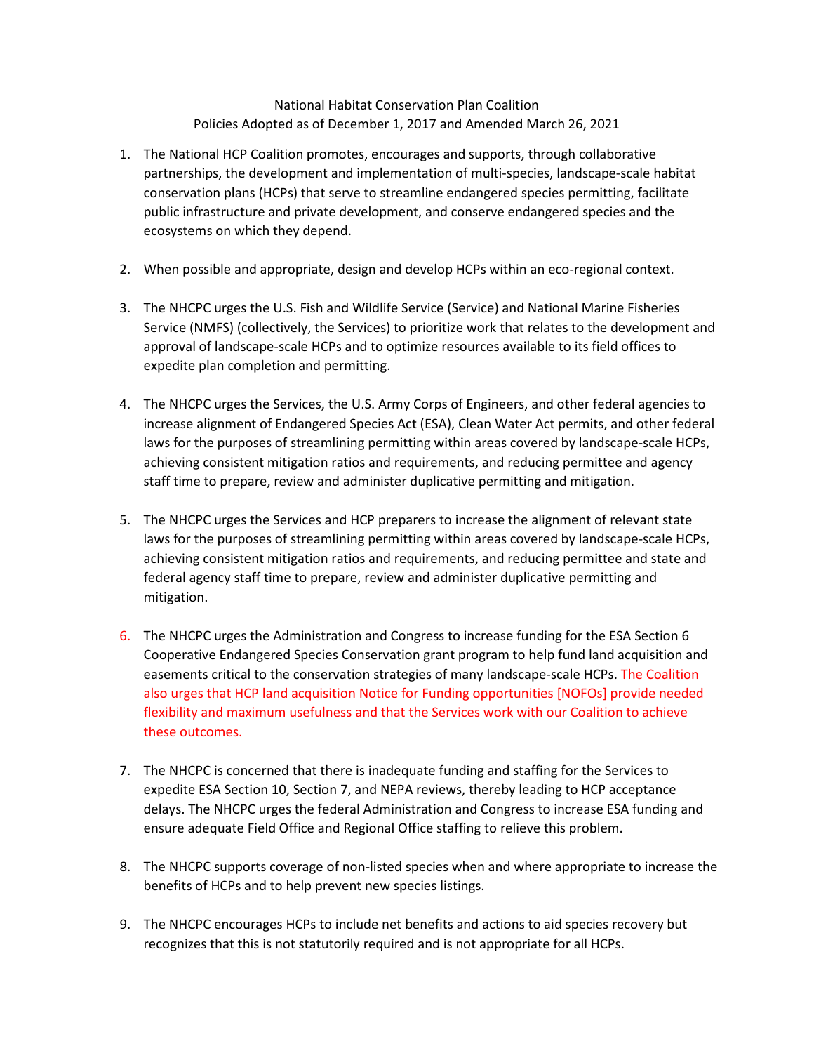National Habitat Conservation Plan Coalition
Policies Adopted as of December 1, 2017 and Amended March 26, 2021

1. The National HCP Coalition promotes, encourages and supports, through collaborative partnerships, the development and implementation of multi-species, landscape-scale habitat conservation plans (HCPs) that serve to streamline endangered species permitting, facilitate public infrastructure and private development, and conserve endangered species and the ecosystems on which they depend.

2. When possible and appropriate, design and develop HCPs within an eco-regional context.

3. The NHCPC urges the U.S. Fish and Wildlife Service (Service) and National Marine Fisheries Service (NMFS) (collectively, the Services) to prioritize work that relates to the development and approval of landscape-scale HCPs and to optimize resources available to its field offices to expedite plan completion and permitting.

4. The NHCPC urges the Services, the U.S. Army Corps of Engineers, and other federal agencies to increase alignment of Endangered Species Act (ESA), Clean Water Act permits, and other federal laws for the purposes of streamlining permitting within areas covered by landscape-scale HCPs, achieving consistent mitigation ratios and requirements, and reducing permittee and agency staff time to prepare, review and administer duplicative permitting and mitigation.

5. The NHCPC urges the Services and HCP preparers to increase the alignment of relevant state laws for the purposes of streamlining permitting within areas covered by landscape-scale HCPs, achieving consistent mitigation ratios and requirements, and reducing permittee and state and federal agency staff time to prepare, review and administer duplicative permitting and mitigation.

6. The NHCPC urges the Administration and Congress to increase funding for the ESA Section 6 Cooperative Endangered Species Conservation grant program to help fund land acquisition and easements critical to the conservation strategies of many landscape-scale HCPs. The Coalition also urges that HCP land acquisition Notice for Funding opportunities [NOFOs] provide needed flexibility and maximum usefulness and that the Services work with our Coalition to achieve these outcomes.

7. The NHCPC is concerned that there is inadequate funding and staffing for the Services to expedite ESA Section 10, Section 7, and NEPA reviews, thereby leading to HCP acceptance delays. The NHCPC urges the federal Administration and Congress to increase ESA funding and ensure adequate Field Office and Regional Office staffing to relieve this problem.

8. The NHCPC supports coverage of non-listed species when and where appropriate to increase the benefits of HCPs and to help prevent new species listings.

9. The NHCPC encourages HCPs to include net benefits and actions to aid species recovery but recognizes that this is not statutorily required and is not appropriate for all HCPs.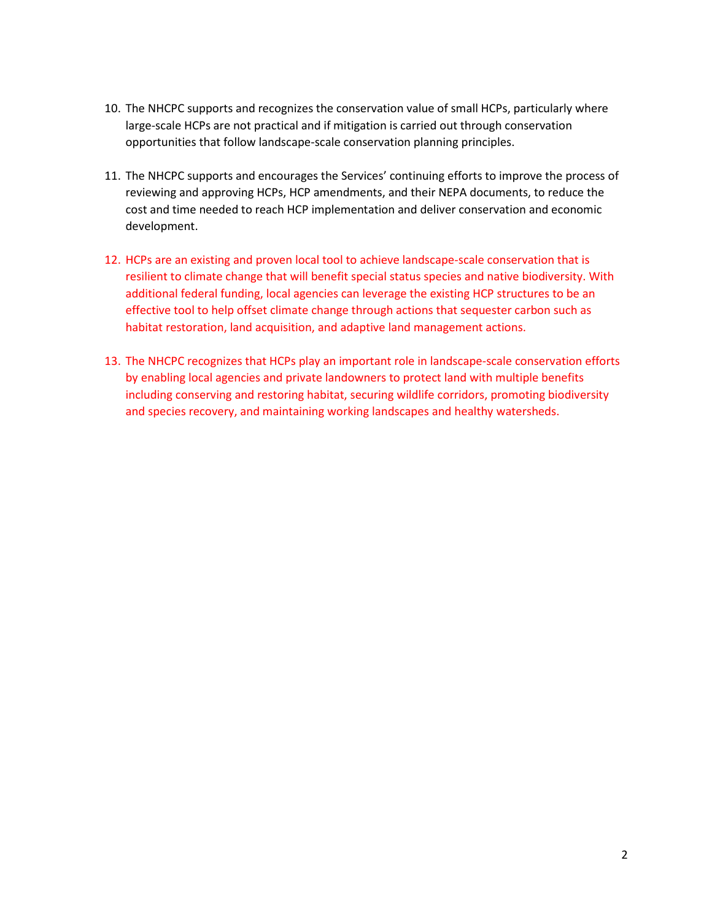10. The NHCPC supports and recognizes the conservation value of small HCPs, particularly where large-scale HCPs are not practical and if mitigation is carried out through conservation opportunities that follow landscape-scale conservation planning principles.

11. The NHCPC supports and encourages the Services' continuing efforts to improve the process of reviewing and approving HCPs, HCP amendments, and their NEPA documents, to reduce the cost and time needed to reach HCP implementation and deliver conservation and economic development.

12. HCPs are an existing and proven local tool to achieve landscape-scale conservation that is resilient to climate change that will benefit special status species and native biodiversity. With additional federal funding, local agencies can leverage the existing HCP structures to be an effective tool to help offset climate change through actions that sequester carbon such as habitat restoration, land acquisition, and adaptive land management actions.

13. The NHCPC recognizes that HCPs play an important role in landscape-scale conservation efforts by enabling local agencies and private landowners to protect land with multiple benefits including conserving and restoring habitat, securing wildlife corridors, promoting biodiversity and species recovery, and maintaining working landscapes and healthy watersheds.